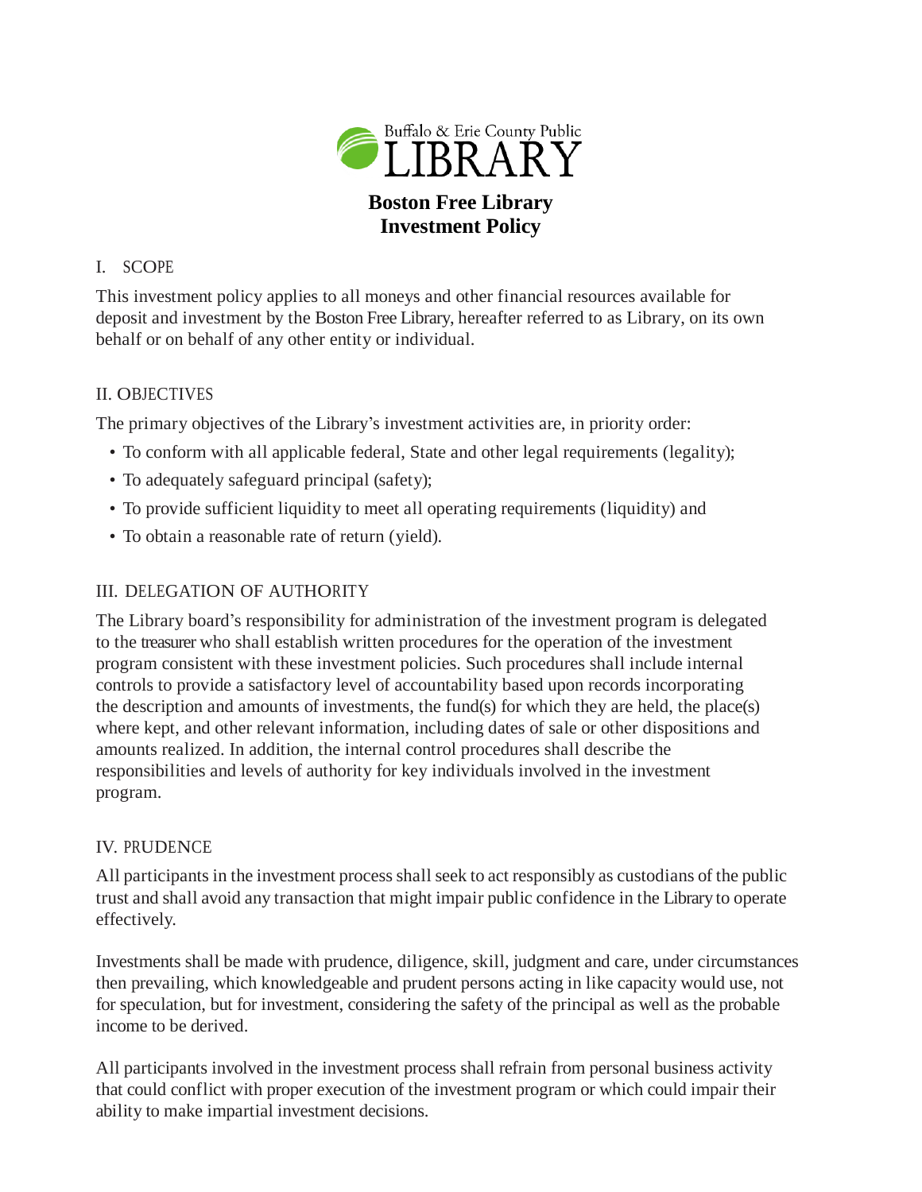Buffalo & Erie County Public LIBRARY

# Boston Free Library Investment Policy

## I. SCOPE

This investment policy applies to all moneys and other financial resources available for deposit and investment by the Boston Free Library, hereafter referred to as Library, on its own behalf or on behalf of any other entity or individual.

## II. OBJECTIVES

The primary objectives of the Library's investment activities are, in priority order:

- To conform with all applicable federal, State and other legal requirements (legality);
- To adequately safeguard principal (safety);
- To provide sufficient liquidity to meet all operating requirements (liquidity) and
- To obtain a reasonable rate of return (yield).

## III. DELEGATION OF AUTHORITY

The Library board's responsibility for administration of the investment program is delegated to the treasurer who shall establish written procedures for the operation of the investment program consistent with these investment policies. Such procedures shall include internal controls to provide a satisfactory level of accountability based upon records incorporating the description and amounts of investments, the fund(s) for which they are held, the place(s) where kept, and other relevant information, including dates of sale or other dispositions and amounts realized. In addition, the internal control procedures shall describe the responsibilities and levels of authority for key individuals involved in the investment program.

## IV. PRUDENCE

All participants in the investment process shall seek to act responsibly as custodians of the public trust and shall avoid any transaction that might impair public confidence in the Library to operate effectively.

Investments shall be made with prudence, diligence, skill, judgment and care, under circumstances then prevailing, which knowledgeable and prudent persons acting in like capacity would use, not for speculation, but for investment, considering the safety of the principal as well as the probable income to be derived.

All participants involved in the investment process shall refrain from personal business activity that could conflict with proper execution of the investment program or which could impair their ability to make impartial investment decisions.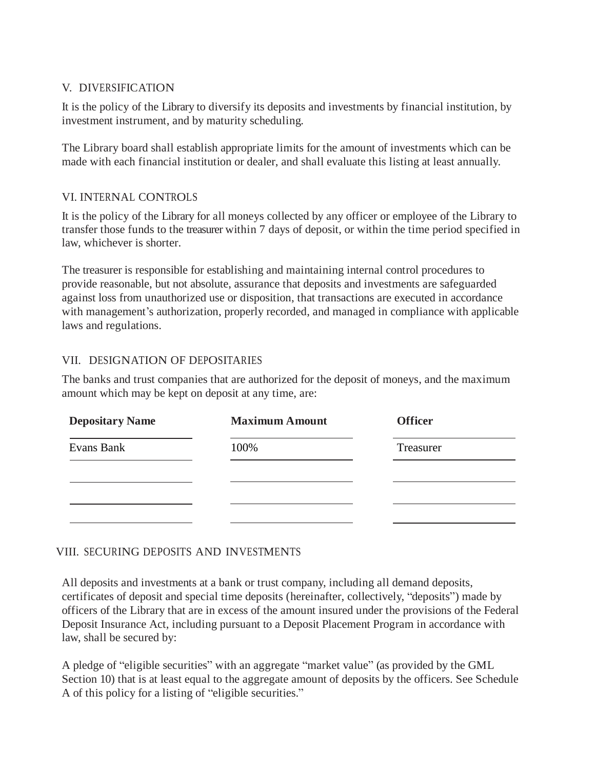## V. DIVERSIFICATION

It is the policy of the Library to diversify its deposits and investments by financial institution, by investment instrument, and by maturity scheduling.

The Library board shall establish appropriate limits for the amount of investments which can be made with each financial institution or dealer, and shall evaluate this listing at least annually.

## VI. INTERNAL CONTROLS

It is the policy of the Library for all moneys collected by any officer or employee of the Library to transfer those funds to the treasurer within 7 days of deposit, or within the time period specified in law, whichever is shorter.

The treasurer is responsible for establishing and maintaining internal control procedures to provide reasonable, but not absolute, assurance that deposits and investments are safeguarded against loss from unauthorized use or disposition, that transactions are executed in accordance with management's authorization, properly recorded, and managed in compliance with applicable laws and regulations.

## VII. DESIGNATION OF DEPOSITARIES

The banks and trust companies that are authorized for the deposit of moneys, and the maximum amount which may be kept on deposit at any time, are:

| Depositary Name | Maximum Amount | Officer |
|---|---|---|
| Evans Bank | 100% | Treasurer |
| | | |
| | | |
| | | |

## VIII. SECURING DEPOSITS AND INVESTMENTS

All deposits and investments at a bank or trust company, including all demand deposits, certificates of deposit and special time deposits (hereinafter, collectively, "deposits") made by officers of the Library that are in excess of the amount insured under the provisions of the Federal Deposit Insurance Act, including pursuant to a Deposit Placement Program in accordance with law, shall be secured by:

A pledge of "eligible securities" with an aggregate "market value" (as provided by the GML Section 10) that is at least equal to the aggregate amount of deposits by the officers. See Schedule A of this policy for a listing of "eligible securities."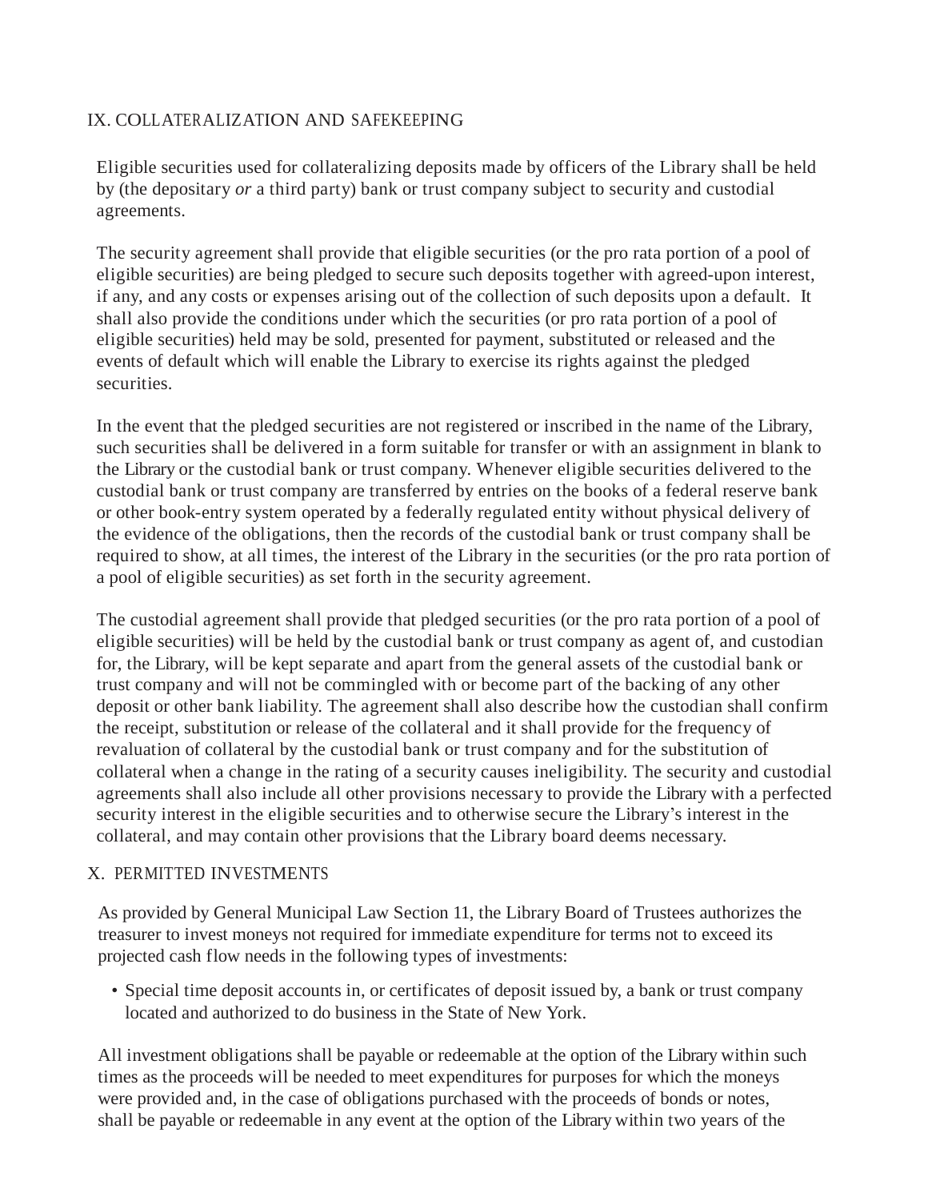## IX. COLLATERALIZATION AND SAFEKEEPING

Eligible securities used for collateralizing deposits made by officers of the Library shall be held by (the depositary *or* a third party) bank or trust company subject to security and custodial agreements.

The security agreement shall provide that eligible securities (or the pro rata portion of a pool of eligible securities) are being pledged to secure such deposits together with agreed-upon interest, if any, and any costs or expenses arising out of the collection of such deposits upon a default. It shall also provide the conditions under which the securities (or pro rata portion of a pool of eligible securities) held may be sold, presented for payment, substituted or released and the events of default which will enable the Library to exercise its rights against the pledged securities.

In the event that the pledged securities are not registered or inscribed in the name of the Library, such securities shall be delivered in a form suitable for transfer or with an assignment in blank to the Library or the custodial bank or trust company. Whenever eligible securities delivered to the custodial bank or trust company are transferred by entries on the books of a federal reserve bank or other book-entry system operated by a federally regulated entity without physical delivery of the evidence of the obligations, then the records of the custodial bank or trust company shall be required to show, at all times, the interest of the Library in the securities (or the pro rata portion of a pool of eligible securities) as set forth in the security agreement.

The custodial agreement shall provide that pledged securities (or the pro rata portion of a pool of eligible securities) will be held by the custodial bank or trust company as agent of, and custodian for, the Library, will be kept separate and apart from the general assets of the custodial bank or trust company and will not be commingled with or become part of the backing of any other deposit or other bank liability. The agreement shall also describe how the custodian shall confirm the receipt, substitution or release of the collateral and it shall provide for the frequency of revaluation of collateral by the custodial bank or trust company and for the substitution of collateral when a change in the rating of a security causes ineligibility. The security and custodial agreements shall also include all other provisions necessary to provide the Library with a perfected security interest in the eligible securities and to otherwise secure the Library's interest in the collateral, and may contain other provisions that the Library board deems necessary.

## X. PERMITTED INVESTMENTS

As provided by General Municipal Law Section 11, the Library Board of Trustees authorizes the treasurer to invest moneys not required for immediate expenditure for terms not to exceed its projected cash flow needs in the following types of investments:

- Special time deposit accounts in, or certificates of deposit issued by, a bank or trust company located and authorized to do business in the State of New York.

All investment obligations shall be payable or redeemable at the option of the Library within such times as the proceeds will be needed to meet expenditures for purposes for which the moneys were provided and, in the case of obligations purchased with the proceeds of bonds or notes, shall be payable or redeemable in any event at the option of the Library within two years of the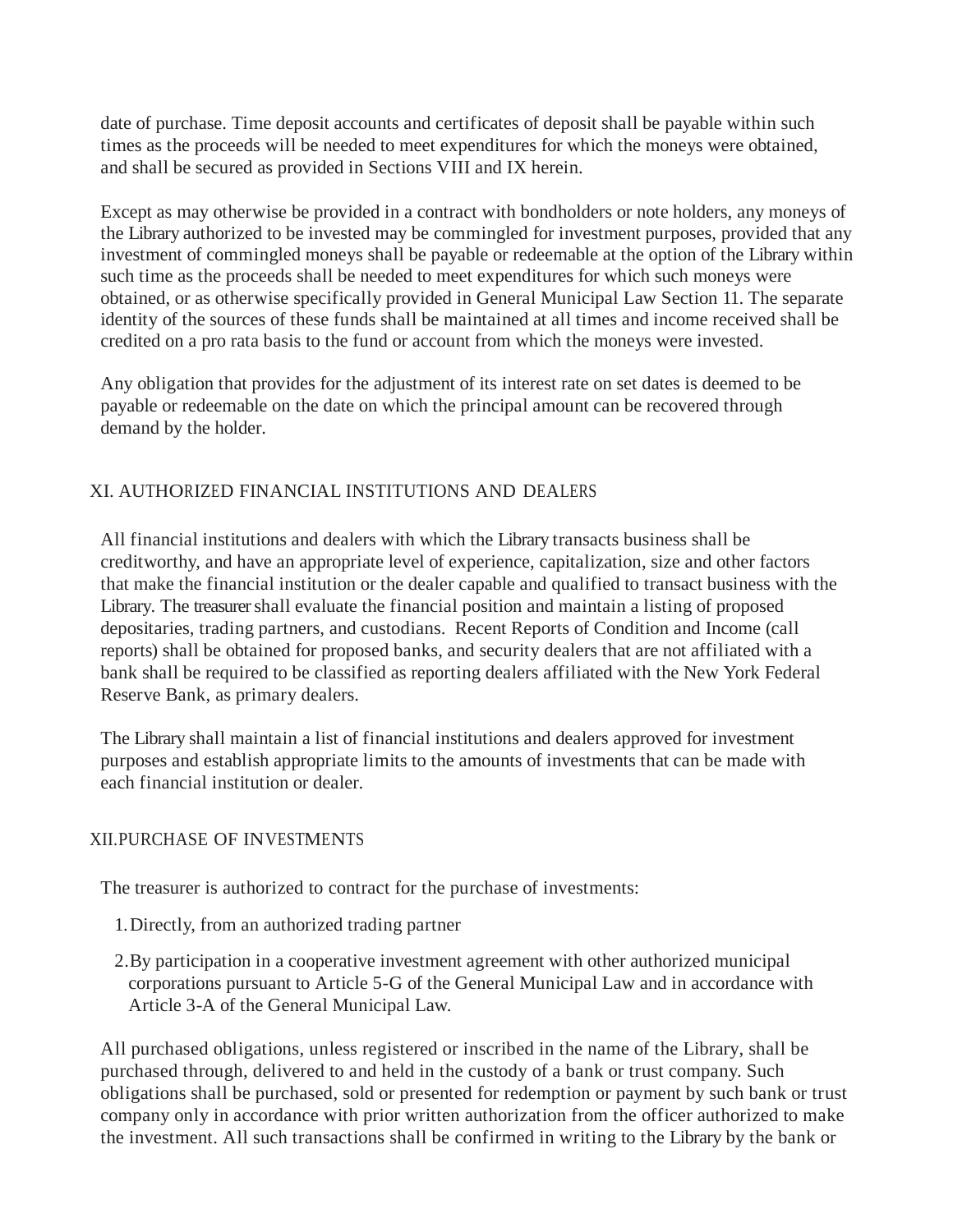date of purchase. Time deposit accounts and certificates of deposit shall be payable within such times as the proceeds will be needed to meet expenditures for which the moneys were obtained, and shall be secured as provided in Sections VIII and IX herein.

Except as may otherwise be provided in a contract with bondholders or note holders, any moneys of the Library authorized to be invested may be commingled for investment purposes, provided that any investment of commingled moneys shall be payable or redeemable at the option of the Library within such time as the proceeds shall be needed to meet expenditures for which such moneys were obtained, or as otherwise specifically provided in General Municipal Law Section 11. The separate identity of the sources of these funds shall be maintained at all times and income received shall be credited on a pro rata basis to the fund or account from which the moneys were invested.

Any obligation that provides for the adjustment of its interest rate on set dates is deemed to be payable or redeemable on the date on which the principal amount can be recovered through demand by the holder.

## XI. AUTHORIZED FINANCIAL INSTITUTIONS AND DEALERS

All financial institutions and dealers with which the Library transacts business shall be creditworthy, and have an appropriate level of experience, capitalization, size and other factors that make the financial institution or the dealer capable and qualified to transact business with the Library. The treasurer shall evaluate the financial position and maintain a listing of proposed depositaries, trading partners, and custodians. Recent Reports of Condition and Income (call reports) shall be obtained for proposed banks, and security dealers that are not affiliated with a bank shall be required to be classified as reporting dealers affiliated with the New York Federal Reserve Bank, as primary dealers.

The Library shall maintain a list of financial institutions and dealers approved for investment purposes and establish appropriate limits to the amounts of investments that can be made with each financial institution or dealer.

## XII. PURCHASE OF INVESTMENTS

The treasurer is authorized to contract for the purchase of investments:

1. Directly, from an authorized trading partner
2. By participation in a cooperative investment agreement with other authorized municipal corporations pursuant to Article 5-G of the General Municipal Law and in accordance with Article 3-A of the General Municipal Law.

All purchased obligations, unless registered or inscribed in the name of the Library, shall be purchased through, delivered to and held in the custody of a bank or trust company. Such obligations shall be purchased, sold or presented for redemption or payment by such bank or trust company only in accordance with prior written authorization from the officer authorized to make the investment. All such transactions shall be confirmed in writing to the Library by the bank or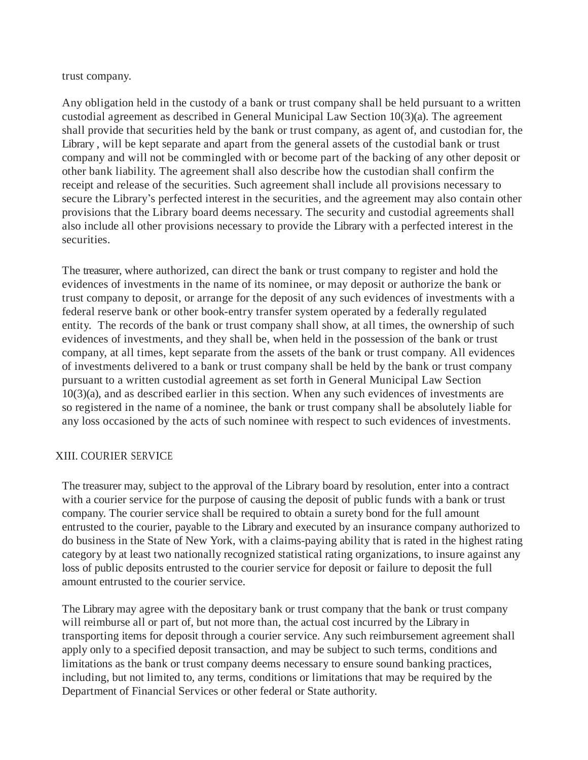trust company.

Any obligation held in the custody of a bank or trust company shall be held pursuant to a written custodial agreement as described in General Municipal Law Section 10(3)(a). The agreement shall provide that securities held by the bank or trust company, as agent of, and custodian for, the Library , will be kept separate and apart from the general assets of the custodial bank or trust company and will not be commingled with or become part of the backing of any other deposit or other bank liability. The agreement shall also describe how the custodian shall confirm the receipt and release of the securities. Such agreement shall include all provisions necessary to secure the Library's perfected interest in the securities, and the agreement may also contain other provisions that the Library board deems necessary. The security and custodial agreements shall also include all other provisions necessary to provide the Library with a perfected interest in the securities.

The treasurer, where authorized, can direct the bank or trust company to register and hold the evidences of investments in the name of its nominee, or may deposit or authorize the bank or trust company to deposit, or arrange for the deposit of any such evidences of investments with a federal reserve bank or other book-entry transfer system operated by a federally regulated entity. The records of the bank or trust company shall show, at all times, the ownership of such evidences of investments, and they shall be, when held in the possession of the bank or trust company, at all times, kept separate from the assets of the bank or trust company. All evidences of investments delivered to a bank or trust company shall be held by the bank or trust company pursuant to a written custodial agreement as set forth in General Municipal Law Section 10(3)(a), and as described earlier in this section. When any such evidences of investments are so registered in the name of a nominee, the bank or trust company shall be absolutely liable for any loss occasioned by the acts of such nominee with respect to such evidences of investments.

## XIII. COURIER SERVICE

The treasurer may, subject to the approval of the Library board by resolution, enter into a contract with a courier service for the purpose of causing the deposit of public funds with a bank or trust company. The courier service shall be required to obtain a surety bond for the full amount entrusted to the courier, payable to the Library and executed by an insurance company authorized to do business in the State of New York, with a claims-paying ability that is rated in the highest rating category by at least two nationally recognized statistical rating organizations, to insure against any loss of public deposits entrusted to the courier service for deposit or failure to deposit the full amount entrusted to the courier service.

The Library may agree with the depositary bank or trust company that the bank or trust company will reimburse all or part of, but not more than, the actual cost incurred by the Library in transporting items for deposit through a courier service. Any such reimbursement agreement shall apply only to a specified deposit transaction, and may be subject to such terms, conditions and limitations as the bank or trust company deems necessary to ensure sound banking practices, including, but not limited to, any terms, conditions or limitations that may be required by the Department of Financial Services or other federal or State authority.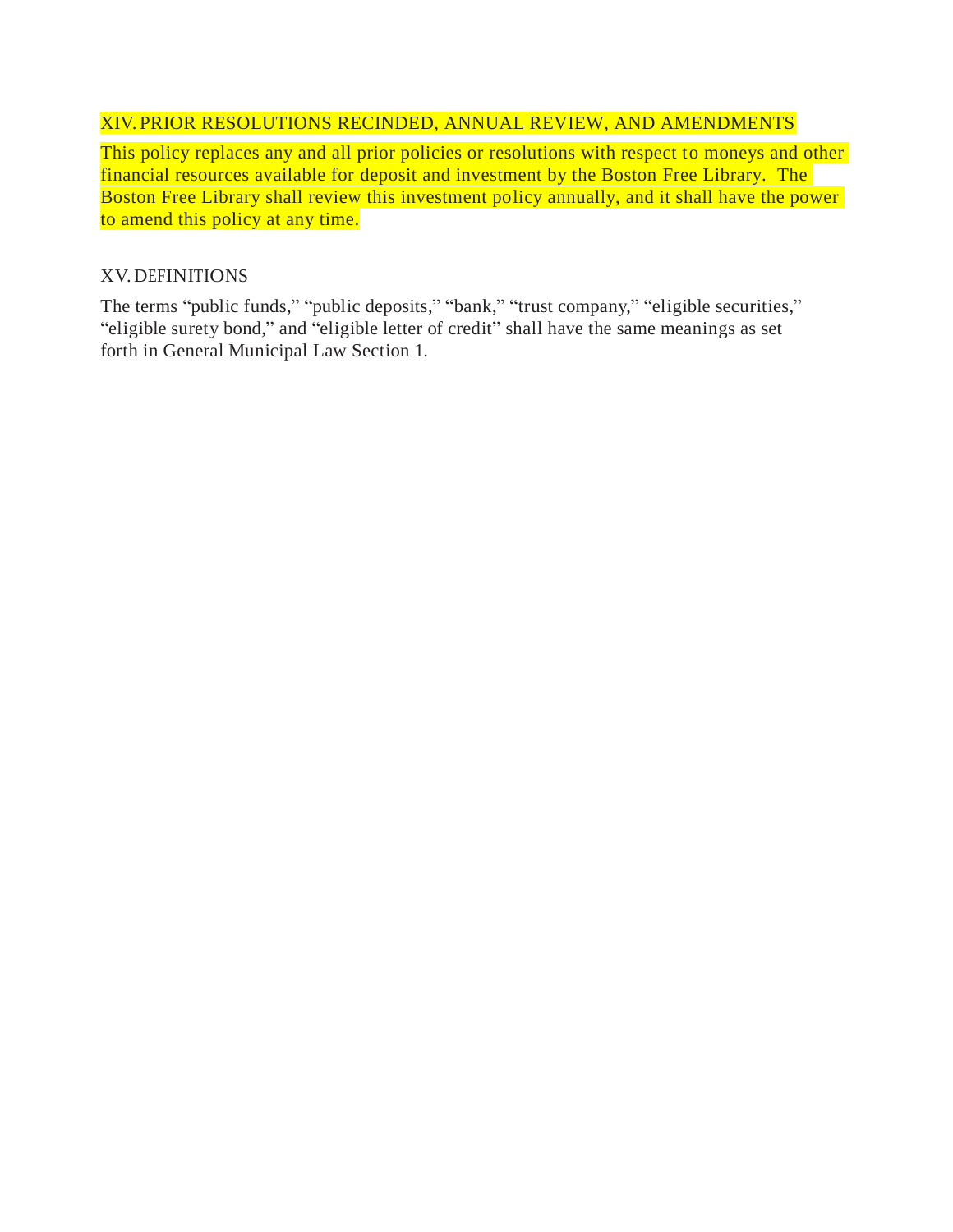## XIV. PRIOR RESOLUTIONS RECINDED, ANNUAL REVIEW, AND AMENDMENTS

This policy replaces any and all prior policies or resolutions with respect to moneys and other financial resources available for deposit and investment by the Boston Free Library. The Boston Free Library shall review this investment policy annually, and it shall have the power to amend this policy at any time.

## XV. DEFINITIONS

The terms "public funds," "public deposits," "bank," "trust company," "eligible securities," "eligible surety bond," and "eligible letter of credit" shall have the same meanings as set forth in General Municipal Law Section 1.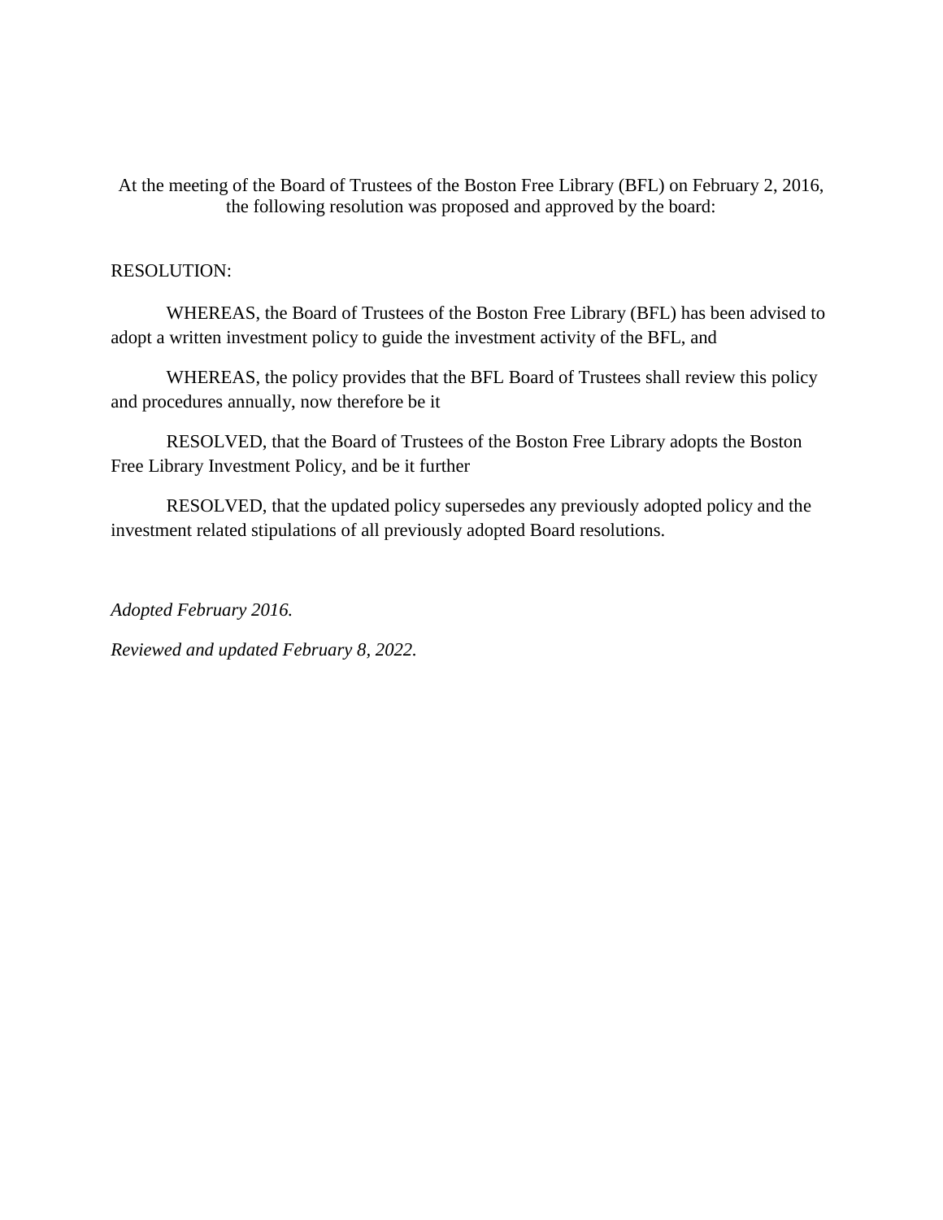At the meeting of the Board of Trustees of the Boston Free Library (BFL) on February 2, 2016, the following resolution was proposed and approved by the board:

RESOLUTION:

WHEREAS, the Board of Trustees of the Boston Free Library (BFL) has been advised to adopt a written investment policy to guide the investment activity of the BFL, and

WHEREAS, the policy provides that the BFL Board of Trustees shall review this policy and procedures annually, now therefore be it

RESOLVED, that the Board of Trustees of the Boston Free Library adopts the Boston Free Library Investment Policy, and be it further

RESOLVED, that the updated policy supersedes any previously adopted policy and the investment related stipulations of all previously adopted Board resolutions.

*Adopted February 2016.*

*Reviewed and updated February 8, 2022.*